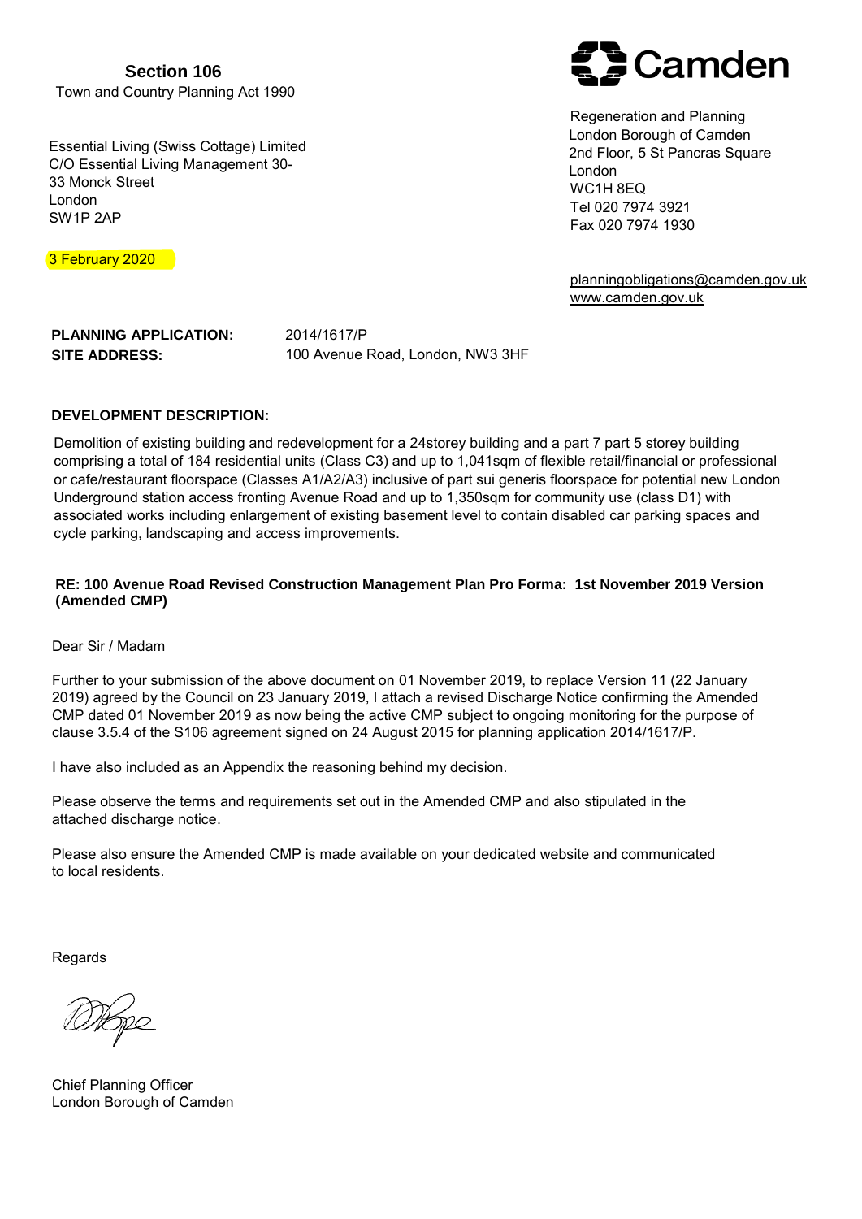**Section 106**
Town and Country Planning Act 1990

**Camden**

Regeneration and Planning
London Borough of Camden
2nd Floor, 5 St Pancras Square
London
WC1H 8EQ
Tel 020 7974 3921
Fax 020 7974 1930

planningobligations@camden.gov.uk
www.camden.gov.uk

Essential Living (Swiss Cottage) Limited
C/O Essential Living Management 30-33 Monck Street
London
SW1P 2AP

3 February 2020

**PLANNING APPLICATION:** 2014/1617/P
**SITE ADDRESS:** 100 Avenue Road, London, NW3 3HF

**DEVELOPMENT DESCRIPTION:**

Demolition of existing building and redevelopment for a 24storey building and a part 7 part 5 storey building comprising a total of 184 residential units (Class C3) and up to 1,041sqm of flexible retail/financial or professional or cafe/restaurant floorspace (Classes A1/A2/A3) inclusive of part sui generis floorspace for potential new London Underground station access fronting Avenue Road and up to 1,350sqm for community use (class D1) with associated works including enlargement of existing basement level to contain disabled car parking spaces and cycle parking, landscaping and access improvements.

**RE: 100 Avenue Road Revised Construction Management Plan Pro Forma: 1st November 2019 Version (Amended CMP)**

Dear Sir / Madam

Further to your submission of the above document on 01 November 2019, to replace Version 11 (22 January 2019) agreed by the Council on 23 January 2019, I attach a revised Discharge Notice confirming the Amended CMP dated 01 November 2019 as now being the active CMP subject to ongoing monitoring for the purpose of clause 3.5.4 of the S106 agreement signed on 24 August 2015 for planning application 2014/1617/P.

I have also included as an Appendix the reasoning behind my decision.

Please observe the terms and requirements set out in the Amended CMP and also stipulated in the attached discharge notice.

Please also ensure the Amended CMP is made available on your dedicated website and communicated to local residents.

Regards

Chief Planning Officer
London Borough of Camden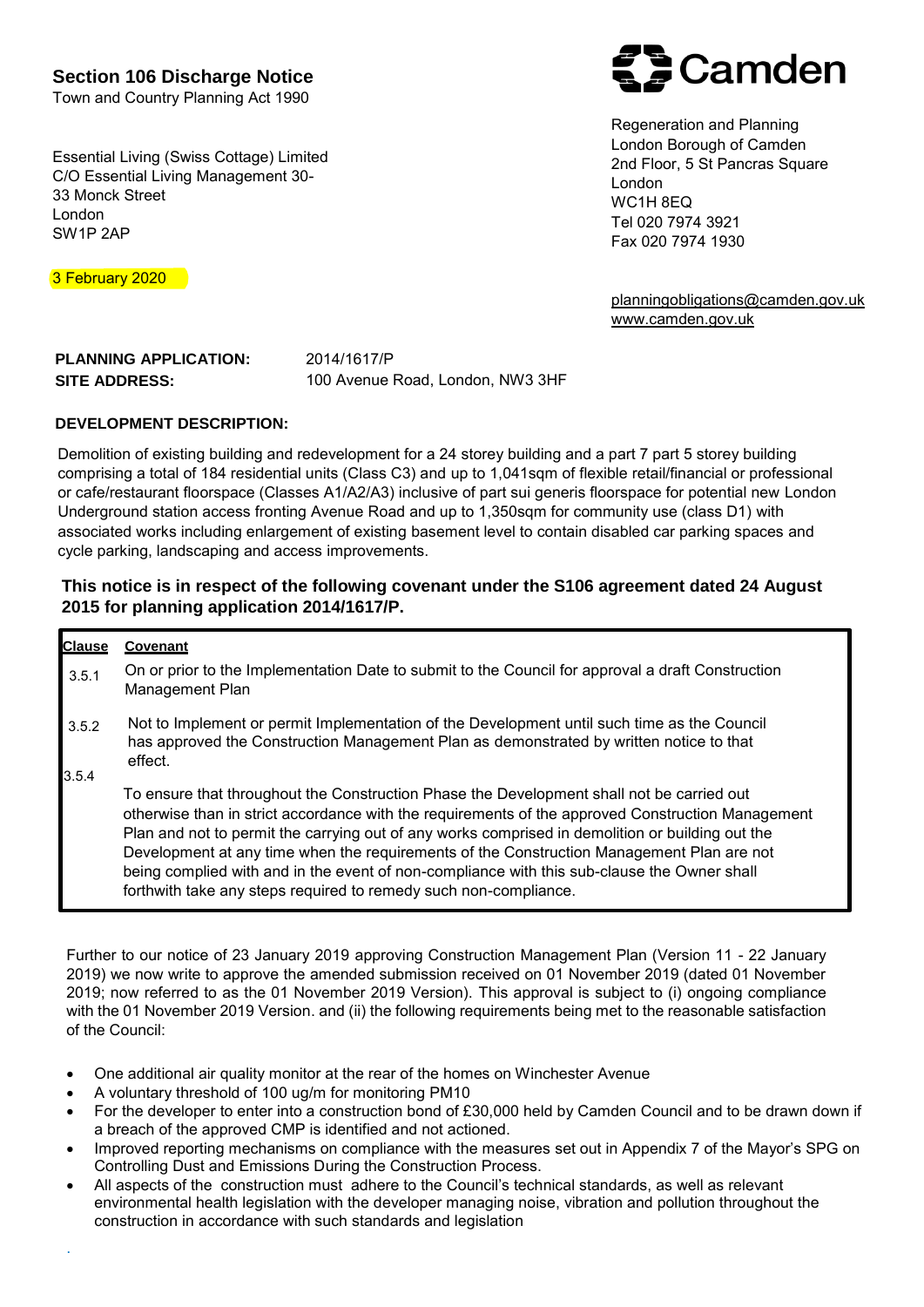## Section 106 Discharge Notice

Town and Country Planning Act 1990

Essential Living (Swiss Cottage) Limited
C/O Essential Living Management 30-33 Monck Street
London
SW1P 2AP

3 February 2020

Camden

Regeneration and Planning
London Borough of Camden
2nd Floor, 5 St Pancras Square
London
WC1H 8EQ
Tel 020 7974 3921
Fax 020 7974 1930

planningobligations@camden.gov.uk
www.camden.gov.uk

**PLANNING APPLICATION:** 2014/1617/P
**SITE ADDRESS:** 100 Avenue Road, London, NW3 3HF

**DEVELOPMENT DESCRIPTION:**

Demolition of existing building and redevelopment for a 24 storey building and a part 7 part 5 storey building comprising a total of 184 residential units (Class C3) and up to 1,041sqm of flexible retail/financial or professional or cafe/restaurant floorspace (Classes A1/A2/A3) inclusive of part sui generis floorspace for potential new London Underground station access fronting Avenue Road and up to 1,350sqm for community use (class D1) with associated works including enlargement of existing basement level to contain disabled car parking spaces and cycle parking, landscaping and access improvements.

**This notice is in respect of the following covenant under the S106 agreement dated 24 August 2015 for planning application 2014/1617/P.**

| Clause | Covenant |
|---|---|
| 3.5.1 | On or prior to the Implementation Date to submit to the Council for approval a draft Construction Management Plan |
| 3.5.2 | Not to Implement or permit Implementation of the Development until such time as the Council has approved the Construction Management Plan as demonstrated by written notice to that effect. |
| 3.5.4 | To ensure that throughout the Construction Phase the Development shall not be carried out otherwise than in strict accordance with the requirements of the approved Construction Management Plan and not to permit the carrying out of any works comprised in demolition or building out the Development at any time when the requirements of the Construction Management Plan are not being complied with and in the event of non-compliance with this sub-clause the Owner shall forthwith take any steps required to remedy such non-compliance. |

Further to our notice of 23 January 2019 approving Construction Management Plan (Version 11 - 22 January 2019) we now write to approve the amended submission received on 01 November 2019 (dated 01 November 2019; now referred to as the 01 November 2019 Version). This approval is subject to (i) ongoing compliance with the 01 November 2019 Version. and (ii) the following requirements being met to the reasonable satisfaction of the Council:

- One additional air quality monitor at the rear of the homes on Winchester Avenue
- A voluntary threshold of 100 ug/m for monitoring PM10
- For the developer to enter into a construction bond of £30,000 held by Camden Council and to be drawn down if a breach of the approved CMP is identified and not actioned.
- Improved reporting mechanisms on compliance with the measures set out in Appendix 7 of the Mayor's SPG on Controlling Dust and Emissions During the Construction Process.
- All aspects of the construction must adhere to the Council's technical standards, as well as relevant environmental health legislation with the developer managing noise, vibration and pollution throughout the construction in accordance with such standards and legislation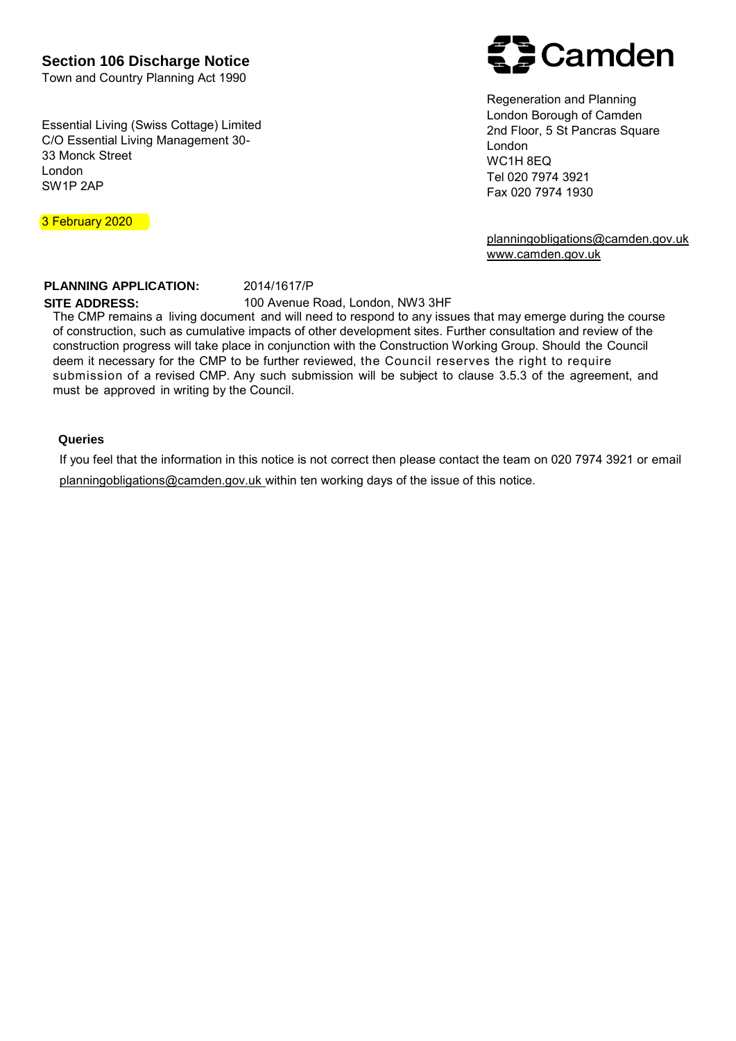## Section 106 Discharge Notice

Town and Country Planning Act 1990

Essential Living (Swiss Cottage) Limited
C/O Essential Living Management 30-33 Monck Street
London
SW1P 2AP

3 February 2020

Camden

Regeneration and Planning
London Borough of Camden
2nd Floor, 5 St Pancras Square
London
WC1H 8EQ
Tel 020 7974 3921
Fax 020 7974 1930

planningobligations@camden.gov.uk
www.camden.gov.uk

**PLANNING APPLICATION:** 2014/1617/P

**SITE ADDRESS:** 100 Avenue Road, London, NW3 3HF

The CMP remains a living document and will need to respond to any issues that may emerge during the course of construction, such as cumulative impacts of other development sites. Further consultation and review of the construction progress will take place in conjunction with the Construction Working Group. Should the Council deem it necessary for the CMP to be further reviewed, the Council reserves the right to require submission of a revised CMP. Any such submission will be subject to clause 3.5.3 of the agreement, and must be approved in writing by the Council.

**Queries**

If you feel that the information in this notice is not correct then please contact the team on 020 7974 3921 or email planningobligations@camden.gov.uk within ten working days of the issue of this notice.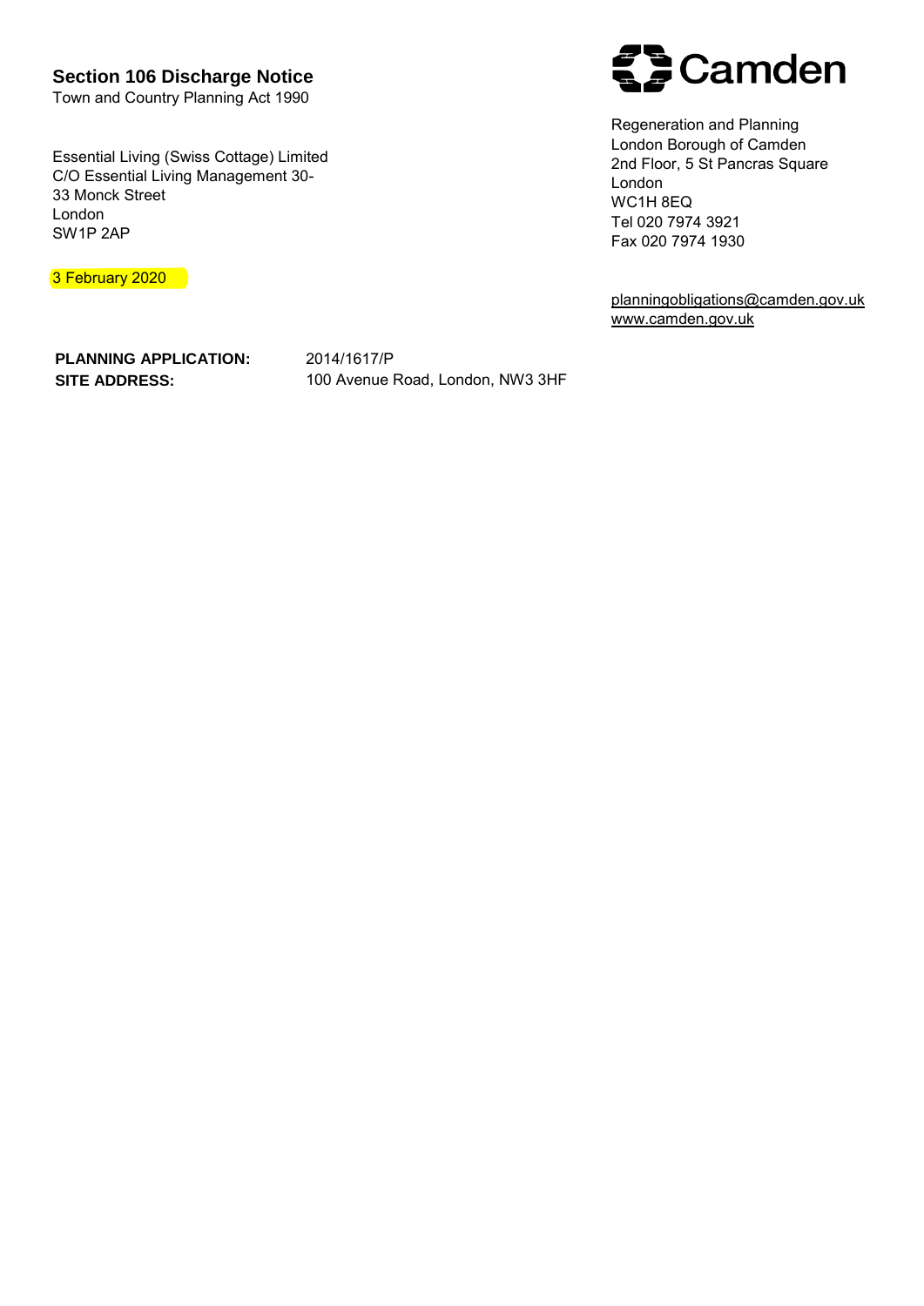## Section 106 Discharge Notice

Town and Country Planning Act 1990

Essential Living (Swiss Cottage) Limited
C/O Essential Living Management 30-
33 Monck Street
London
SW1P 2AP

3 February 2020

Camden

Regeneration and Planning
London Borough of Camden
2nd Floor, 5 St Pancras Square
London
WC1H 8EQ
Tel 020 7974 3921
Fax 020 7974 1930

planningobligations@camden.gov.uk
www.camden.gov.uk

**PLANNING APPLICATION:** 2014/1617/P
**SITE ADDRESS:** 100 Avenue Road, London, NW3 3HF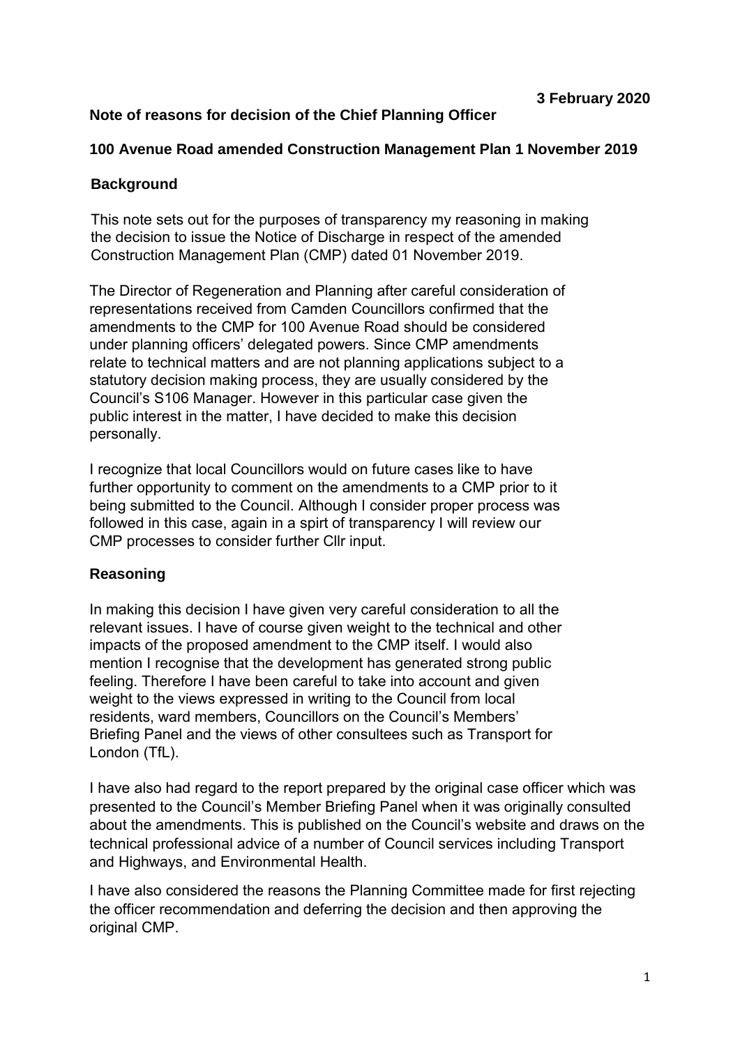3 February 2020

**Note of reasons for decision of the Chief Planning Officer**

**100 Avenue Road amended Construction Management Plan 1 November 2019**

## Background

This note sets out for the purposes of transparency my reasoning in making the decision to issue the Notice of Discharge in respect of the amended Construction Management Plan (CMP) dated 01 November 2019.

The Director of Regeneration and Planning after careful consideration of representations received from Camden Councillors confirmed that the amendments to the CMP for 100 Avenue Road should be considered under planning officers' delegated powers. Since CMP amendments relate to technical matters and are not planning applications subject to a statutory decision making process, they are usually considered by the Council's S106 Manager. However in this particular case given the public interest in the matter, I have decided to make this decision personally.

I recognize that local Councillors would on future cases like to have further opportunity to comment on the amendments to a CMP prior to it being submitted to the Council. Although I consider proper process was followed in this case, again in a spirt of transparency I will review our CMP processes to consider further Cllr input.

## Reasoning

In making this decision I have given very careful consideration to all the relevant issues. I have of course given weight to the technical and other impacts of the proposed amendment to the CMP itself. I would also mention I recognise that the development has generated strong public feeling. Therefore I have been careful to take into account and given weight to the views expressed in writing to the Council from local residents, ward members, Councillors on the Council's Members' Briefing Panel and the views of other consultees such as Transport for London (TfL).

I have also had regard to the report prepared by the original case officer which was presented to the Council's Member Briefing Panel when it was originally consulted about the amendments. This is published on the Council's website and draws on the technical professional advice of a number of Council services including Transport and Highways, and Environmental Health.

I have also considered the reasons the Planning Committee made for first rejecting the officer recommendation and deferring the decision and then approving the original CMP.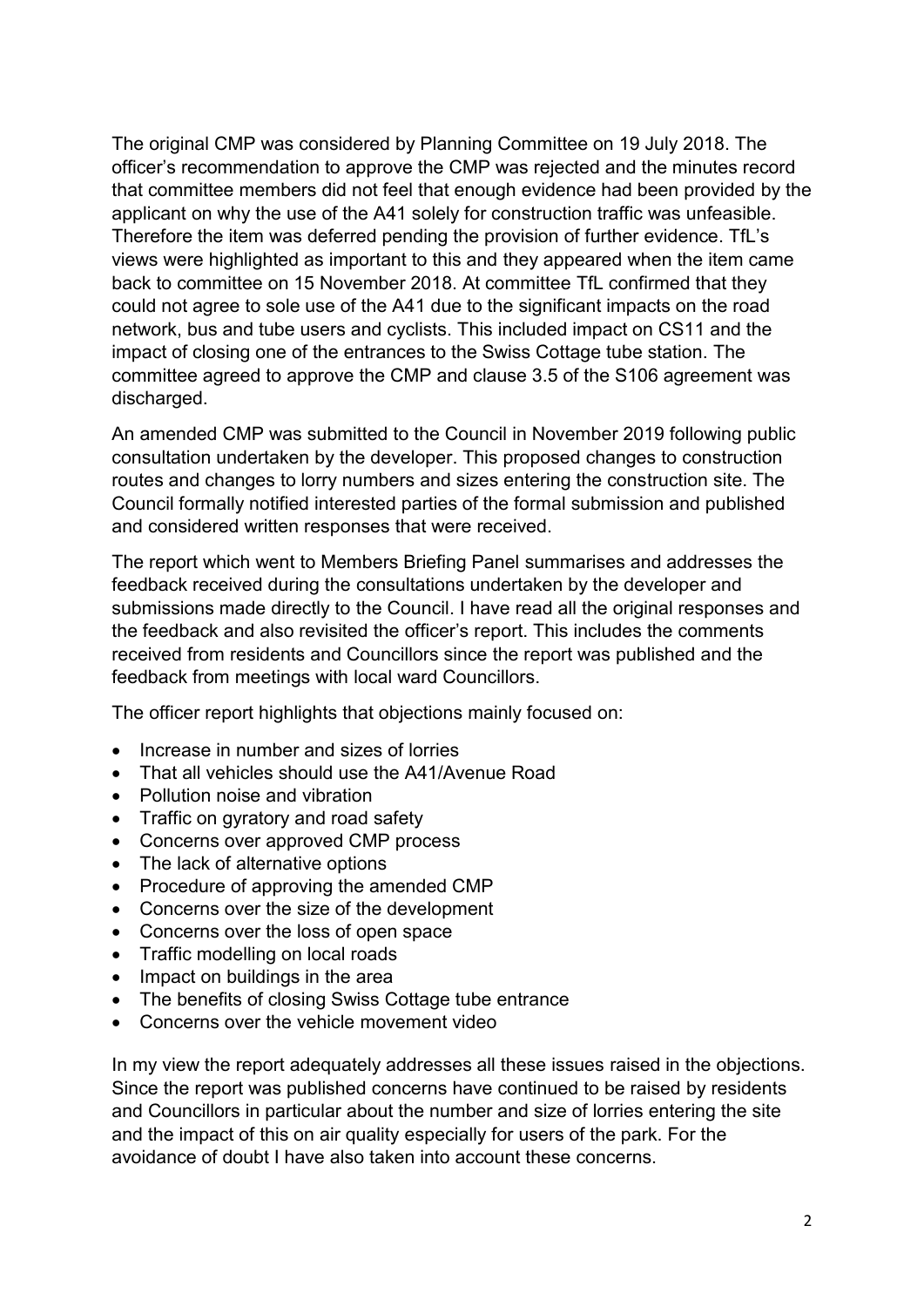The original CMP was considered by Planning Committee on 19 July 2018. The officer's recommendation to approve the CMP was rejected and the minutes record that committee members did not feel that enough evidence had been provided by the applicant on why the use of the A41 solely for construction traffic was unfeasible. Therefore the item was deferred pending the provision of further evidence. TfL's views were highlighted as important to this and they appeared when the item came back to committee on 15 November 2018. At committee TfL confirmed that they could not agree to sole use of the A41 due to the significant impacts on the road network, bus and tube users and cyclists. This included impact on CS11 and the impact of closing one of the entrances to the Swiss Cottage tube station. The committee agreed to approve the CMP and clause 3.5 of the S106 agreement was discharged.

An amended CMP was submitted to the Council in November 2019 following public consultation undertaken by the developer. This proposed changes to construction routes and changes to lorry numbers and sizes entering the construction site. The Council formally notified interested parties of the formal submission and published and considered written responses that were received.

The report which went to Members Briefing Panel summarises and addresses the feedback received during the consultations undertaken by the developer and submissions made directly to the Council. I have read all the original responses and the feedback and also revisited the officer's report. This includes the comments received from residents and Councillors since the report was published and the feedback from meetings with local ward Councillors.

The officer report highlights that objections mainly focused on:

- Increase in number and sizes of lorries
- That all vehicles should use the A41/Avenue Road
- Pollution noise and vibration
- Traffic on gyratory and road safety
- Concerns over approved CMP process
- The lack of alternative options
- Procedure of approving the amended CMP
- Concerns over the size of the development
- Concerns over the loss of open space
- Traffic modelling on local roads
- Impact on buildings in the area
- The benefits of closing Swiss Cottage tube entrance
- Concerns over the vehicle movement video

In my view the report adequately addresses all these issues raised in the objections. Since the report was published concerns have continued to be raised by residents and Councillors in particular about the number and size of lorries entering the site and the impact of this on air quality especially for users of the park. For the avoidance of doubt I have also taken into account these concerns.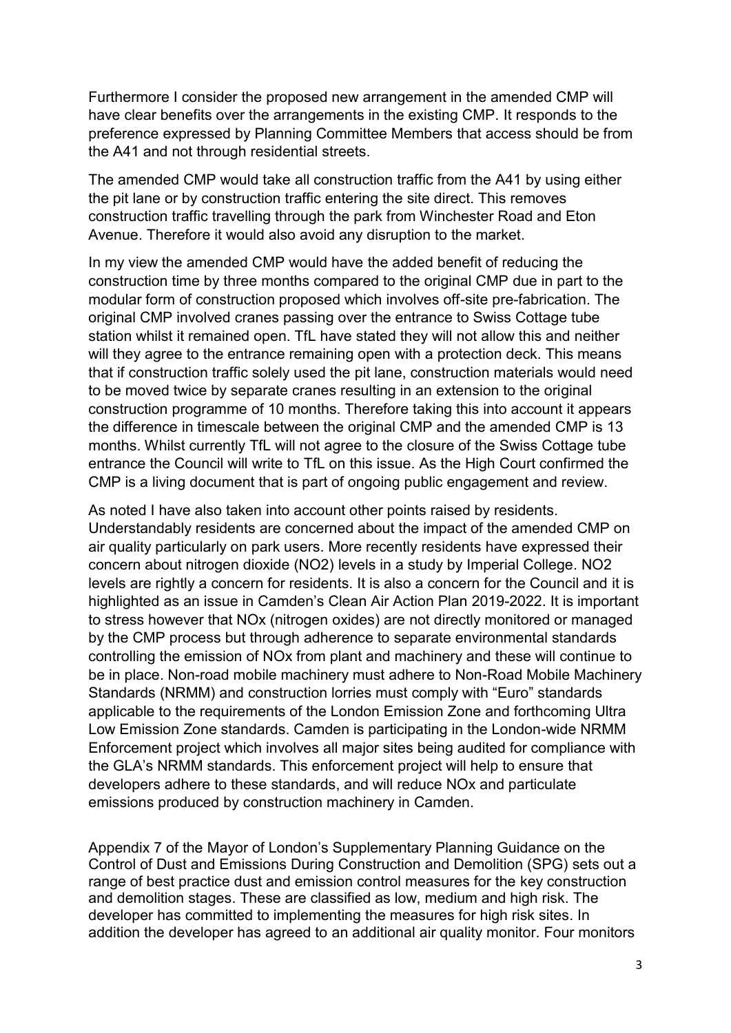Furthermore I consider the proposed new arrangement in the amended CMP will have clear benefits over the arrangements in the existing CMP. It responds to the preference expressed by Planning Committee Members that access should be from the A41 and not through residential streets.

The amended CMP would take all construction traffic from the A41 by using either the pit lane or by construction traffic entering the site direct. This removes construction traffic travelling through the park from Winchester Road and Eton Avenue. Therefore it would also avoid any disruption to the market.

In my view the amended CMP would have the added benefit of reducing the construction time by three months compared to the original CMP due in part to the modular form of construction proposed which involves off-site pre-fabrication. The original CMP involved cranes passing over the entrance to Swiss Cottage tube station whilst it remained open. TfL have stated they will not allow this and neither will they agree to the entrance remaining open with a protection deck. This means that if construction traffic solely used the pit lane, construction materials would need to be moved twice by separate cranes resulting in an extension to the original construction programme of 10 months. Therefore taking this into account it appears the difference in timescale between the original CMP and the amended CMP is 13 months. Whilst currently TfL will not agree to the closure of the Swiss Cottage tube entrance the Council will write to TfL on this issue. As the High Court confirmed the CMP is a living document that is part of ongoing public engagement and review.

As noted I have also taken into account other points raised by residents. Understandably residents are concerned about the impact of the amended CMP on air quality particularly on park users. More recently residents have expressed their concern about nitrogen dioxide ($NO_2$) levels in a study by Imperial College. $NO_2$ levels are rightly a concern for residents. It is also a concern for the Council and it is highlighted as an issue in Camden's Clean Air Action Plan 2019-2022. It is important to stress however that $NO_x$ (nitrogen oxides) are not directly monitored or managed by the CMP process but through adherence to separate environmental standards controlling the emission of $NO_x$ from plant and machinery and these will continue to be in place. Non-road mobile machinery must adhere to Non-Road Mobile Machinery Standards (NRMM) and construction lorries must comply with "Euro" standards applicable to the requirements of the London Emission Zone and forthcoming Ultra Low Emission Zone standards. Camden is participating in the London-wide NRMM Enforcement project which involves all major sites being audited for compliance with the GLA's NRMM standards. This enforcement project will help to ensure that developers adhere to these standards, and will reduce $NO_x$ and particulate emissions produced by construction machinery in Camden.

Appendix 7 of the Mayor of London's Supplementary Planning Guidance on the Control of Dust and Emissions During Construction and Demolition (SPG) sets out a range of best practice dust and emission control measures for the key construction and demolition stages. These are classified as low, medium and high risk. The developer has committed to implementing the measures for high risk sites. In addition the developer has agreed to an additional air quality monitor. Four monitors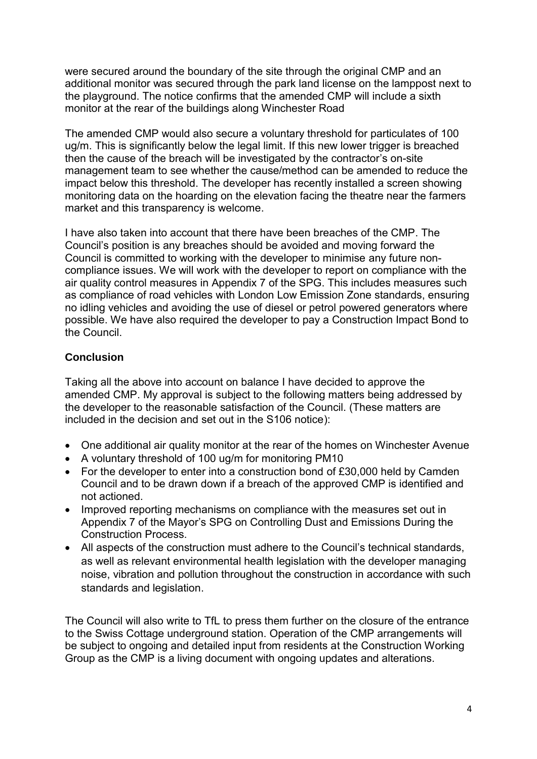were secured around the boundary of the site through the original CMP and an additional monitor was secured through the park land license on the lamppost next to the playground. The notice confirms that the amended CMP will include a sixth monitor at the rear of the buildings along Winchester Road

The amended CMP would also secure a voluntary threshold for particulates of 100 ug/m. This is significantly below the legal limit. If this new lower trigger is breached then the cause of the breach will be investigated by the contractor's on-site management team to see whether the cause/method can be amended to reduce the impact below this threshold. The developer has recently installed a screen showing monitoring data on the hoarding on the elevation facing the theatre near the farmers market and this transparency is welcome.

I have also taken into account that there have been breaches of the CMP. The Council's position is any breaches should be avoided and moving forward the Council is committed to working with the developer to minimise any future non-compliance issues. We will work with the developer to report on compliance with the air quality control measures in Appendix 7 of the SPG. This includes measures such as compliance of road vehicles with London Low Emission Zone standards, ensuring no idling vehicles and avoiding the use of diesel or petrol powered generators where possible. We have also required the developer to pay a Construction Impact Bond to the Council.

**Conclusion**

Taking all the above into account on balance I have decided to approve the amended CMP. My approval is subject to the following matters being addressed by the developer to the reasonable satisfaction of the Council. (These matters are included in the decision and set out in the S106 notice):

- One additional air quality monitor at the rear of the homes on Winchester Avenue
- A voluntary threshold of 100 ug/m for monitoring PM10
- For the developer to enter into a construction bond of £30,000 held by Camden Council and to be drawn down if a breach of the approved CMP is identified and not actioned.
- Improved reporting mechanisms on compliance with the measures set out in Appendix 7 of the Mayor's SPG on Controlling Dust and Emissions During the Construction Process.
- All aspects of the construction must adhere to the Council's technical standards, as well as relevant environmental health legislation with the developer managing noise, vibration and pollution throughout the construction in accordance with such standards and legislation.

The Council will also write to TfL to press them further on the closure of the entrance to the Swiss Cottage underground station. Operation of the CMP arrangements will be subject to ongoing and detailed input from residents at the Construction Working Group as the CMP is a living document with ongoing updates and alterations.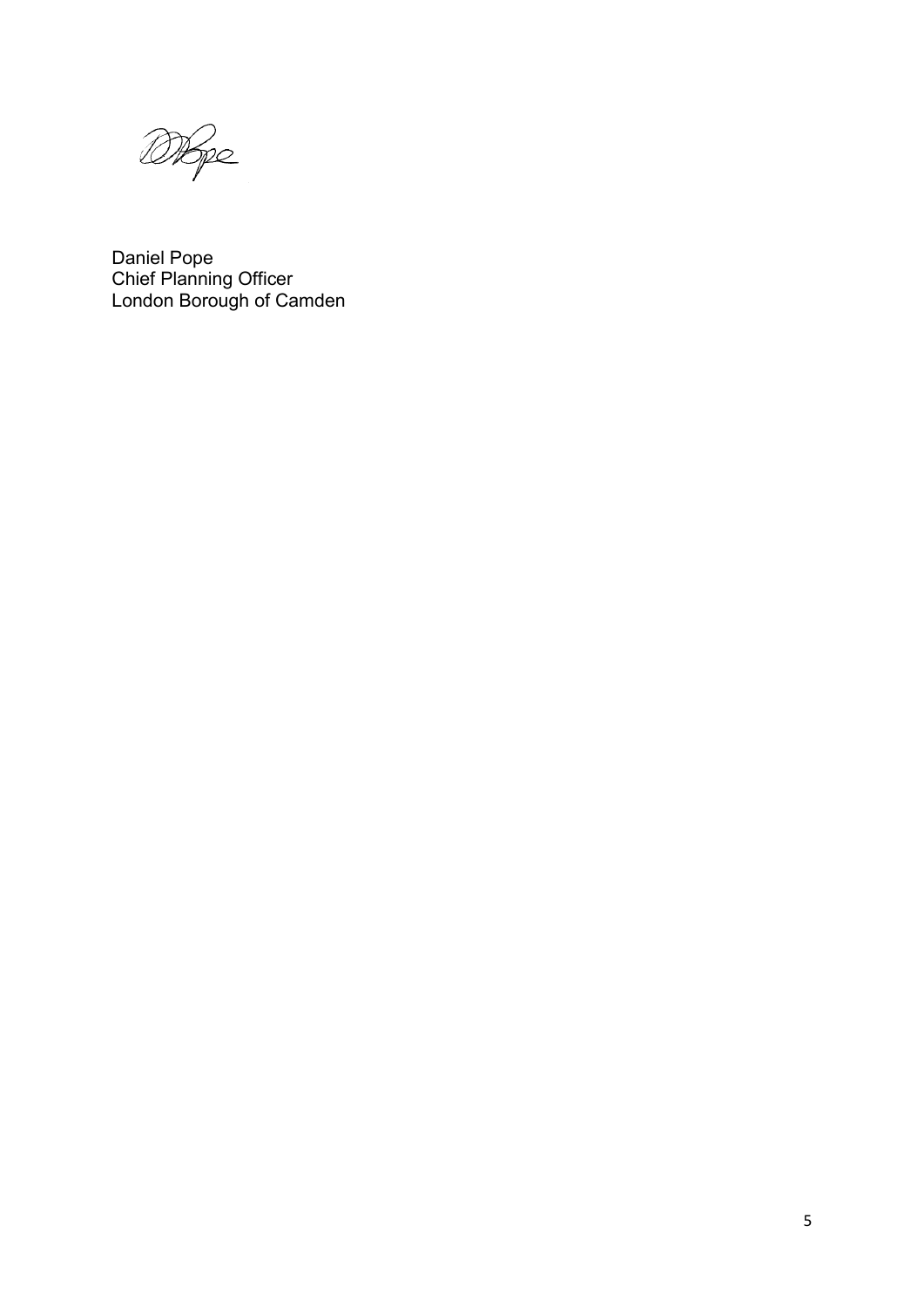Daniel Pope
Chief Planning Officer
London Borough of Camden